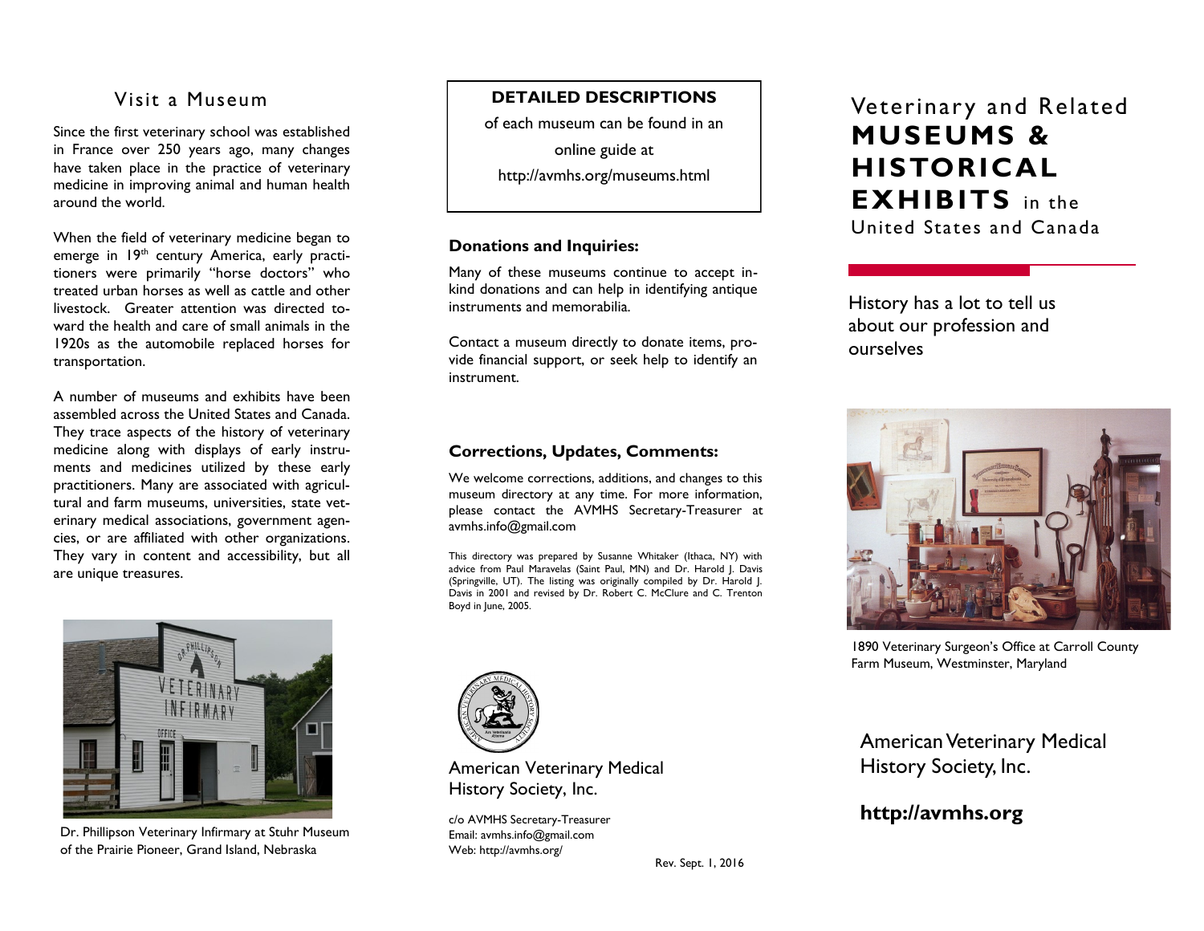## Visit a Museum

Since the first veterinary school was established in France over 250 years ago, many changes have taken place in the practice of veterinary medicine in improving animal and human health around the world.

When the field of veterinary medicine began to emerge in 19th century America, early practitioners were primarily "horse doctors" who treated urban horses as well as cattle and other livestock. Greater attention was directed toward the health and care of small animals in the 1920s as the automobile replaced horses for transportation.

A number of museums and exhibits have been assembled across the United States and Canada. They trace aspects of the history of veterinary medicine along with displays of early instruments and medicines utilized by these early practitioners. Many are associated with agricultural and farm museums, universities, state veterinary medical associations, government agencies, or are affiliated with other organizations. They vary in content and accessibility, but all are unique treasures.

Dr. Phillipson Veterinary Infirmary at Stuhr Museum of the Prairie Pioneer, Grand Island, Nebraska

**DETAILED DESCRIPTIONS**

of each museum can be found in an online guide at http://avmhs.org/museums.html

### Donations and Inquiries:

Many of these museums continue to accept in-kind donations and can help in identifying antique instruments and memorabilia.

Contact a museum directly to donate items, provide financial support, or seek help to identify an instrument.

### Corrections, Updates, Comments:

We welcome corrections, additions, and changes to this museum directory at any time. For more information, please contact the AVMHS Secretary-Treasurer at avmhs.info@gmail.com

This directory was prepared by Susanne Whitaker (Ithaca, NY) with advice from Paul Maravelas (Saint Paul, MN) and Dr. Harold J. Davis (Springville, UT). The listing was originally compiled by Dr. Harold J. Davis in 2001 and revised by Dr. Robert C. McClure and C. Trenton Boyd in June, 2005.

American Veterinary Medical History Society, Inc.

c/o AVMHS Secretary-Treasurer
Email: avmhs.info@gmail.com
Web: http://avmhs.org/

Rev. Sept. 1, 2016

# Veterinary and Related **MUSEUMS & HISTORICAL EXHIBITS** in the United States and Canada

History has a lot to tell us about our profession and ourselves

1890 Veterinary Surgeon's Office at Carroll County Farm Museum, Westminster, Maryland

American Veterinary Medical History Society, Inc.

**http://avmhs.org**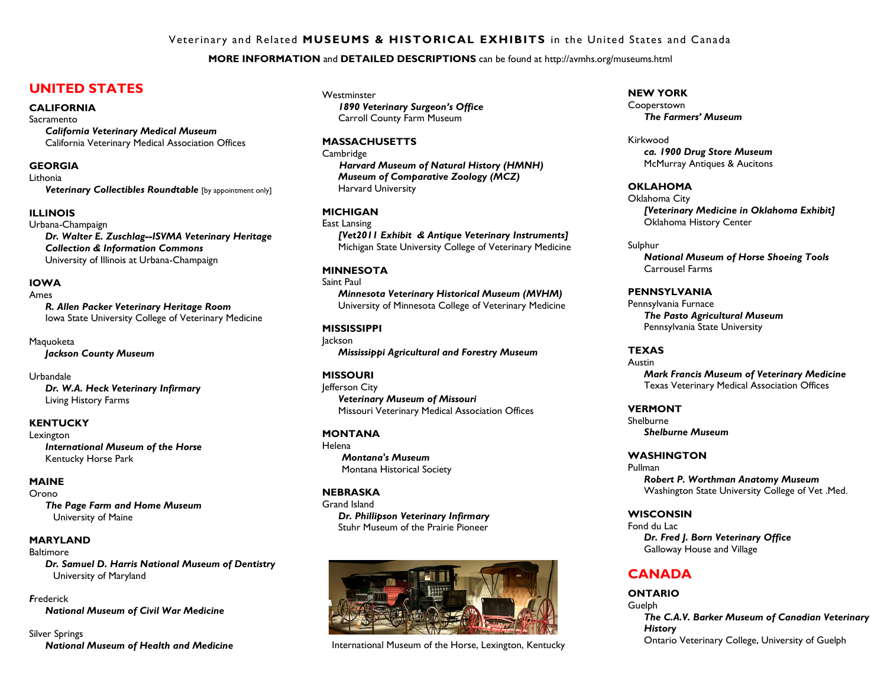Veterinary and Related **MUSEUMS & HISTORICAL EXHIBITS** in the United States and Canada

**MORE INFORMATION** and **DETAILED DESCRIPTIONS** can be found at http://avmhs.org/museums.html

## UNITED STATES

### CALIFORNIA

Sacramento
***California Veterinary Medical Museum***
California Veterinary Medical Association Offices

### GEORGIA

Lithonia
***Veterinary Collectibles Roundtable*** [by appointment only]

### ILLINOIS

Urbana-Champaign
***Dr. Walter E. Zuschlag--ISVMA Veterinary Heritage Collection & Information Commons***
University of Illinois at Urbana-Champaign

### IOWA

Ames
***R. Allen Packer Veterinary Heritage Room***
Iowa State University College of Veterinary Medicine

Maquoketa
***Jackson County Museum***

Urbandale
***Dr. W.A. Heck Veterinary Infirmary***
Living History Farms

### KENTUCKY

Lexington
***International Museum of the Horse***
Kentucky Horse Park

### MAINE

Orono
***The Page Farm and Home Museum***
University of Maine

### MARYLAND

Baltimore
***Dr. Samuel D. Harris National Museum of Dentistry***
University of Maryland

Frederick
***National Museum of Civil War Medicine***

Silver Springs
***National Museum of Health and Medicine***

Westminster
***1890 Veterinary Surgeon's Office***
Carroll County Farm Museum

### MASSACHUSETTS

Cambridge
***Harvard Museum of Natural History (HMNH)***
***Museum of Comparative Zoology (MCZ)***
Harvard University

### MICHIGAN

East Lansing
***[Vet2011 Exhibit & Antique Veterinary Instruments]***
Michigan State University College of Veterinary Medicine

### MINNESOTA

Saint Paul
***Minnesota Veterinary Historical Museum (MVHM)***
University of Minnesota College of Veterinary Medicine

### MISSISSIPPI

Jackson
***Mississippi Agricultural and Forestry Museum***

### MISSOURI

Jefferson City
***Veterinary Museum of Missouri***
Missouri Veterinary Medical Association Offices

### MONTANA

Helena
***Montana's Museum***
Montana Historical Society

### NEBRASKA

Grand Island
***Dr. Phillipson Veterinary Infirmary***
Stuhr Museum of the Prairie Pioneer

International Museum of the Horse, Lexington, Kentucky

### NEW YORK

Cooperstown
***The Farmers' Museum***

Kirkwood
***ca. 1900 Drug Store Museum***
McMurray Antiques & Aucitons

### OKLAHOMA

Oklahoma City
***[Veterinary Medicine in Oklahoma Exhibit]***
Oklahoma History Center

Sulphur
***National Museum of Horse Shoeing Tools***
Carrousel Farms

### PENNSYLVANIA

Pennsylvania Furnace
***The Pasto Agricultural Museum***
Pennsylvania State University

### TEXAS

Austin
***Mark Francis Museum of Veterinary Medicine***
Texas Veterinary Medical Association Offices

### VERMONT

Shelburne
***Shelburne Museum***

### WASHINGTON

Pullman
***Robert P. Worthman Anatomy Museum***
Washington State University College of Vet .Med.

### WISCONSIN

Fond du Lac
***Dr. Fred J. Born Veterinary Office***
Galloway House and Village

## CANADA

### ONTARIO

Guelph
***The C.A.V. Barker Museum of Canadian Veterinary History***
Ontario Veterinary College, University of Guelph